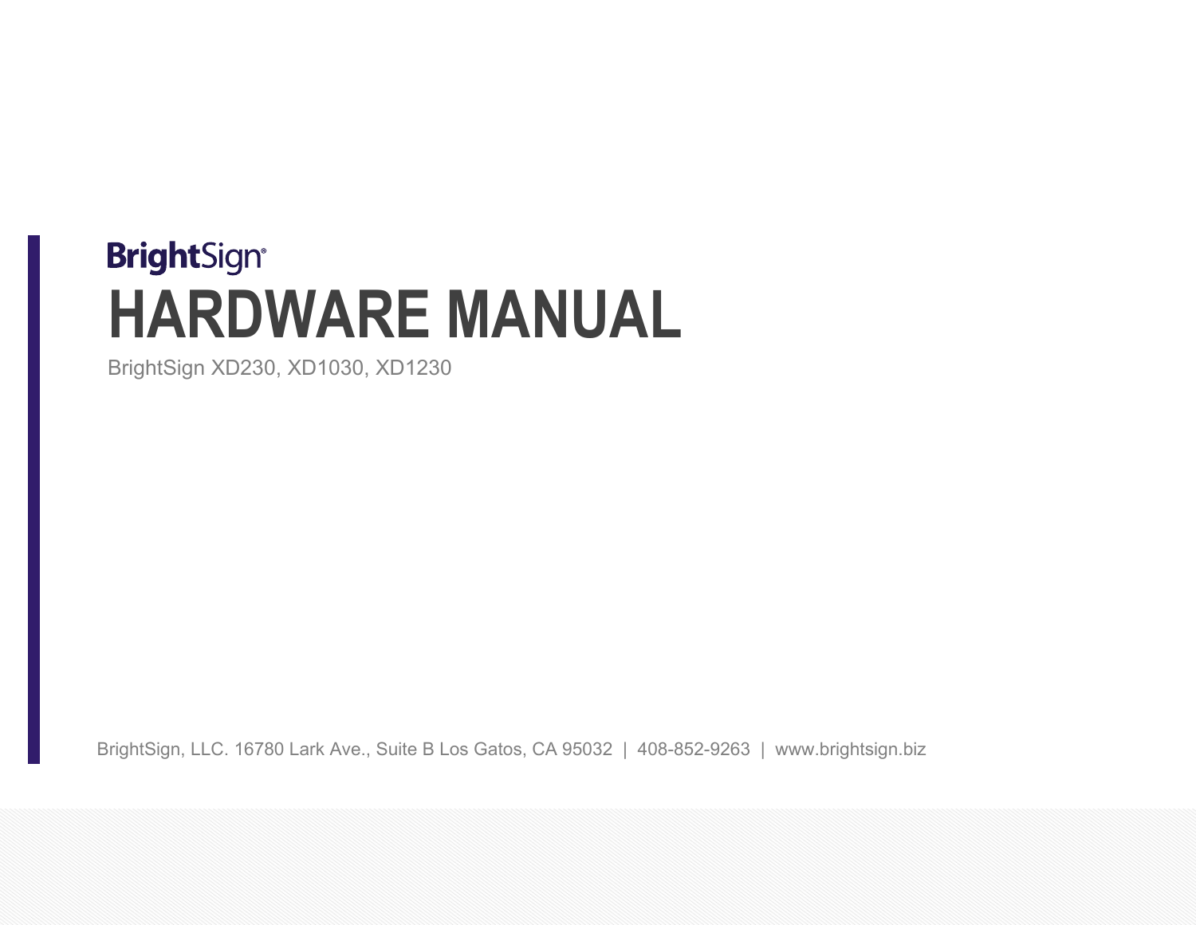BrightSign®

# HARDWARE MANUAL

BrightSign XD230, XD1030, XD1230

BrightSign, LLC. 16780 Lark Ave., Suite B Los Gatos, CA 95032 | 408-852-9263 | www.brightsign.biz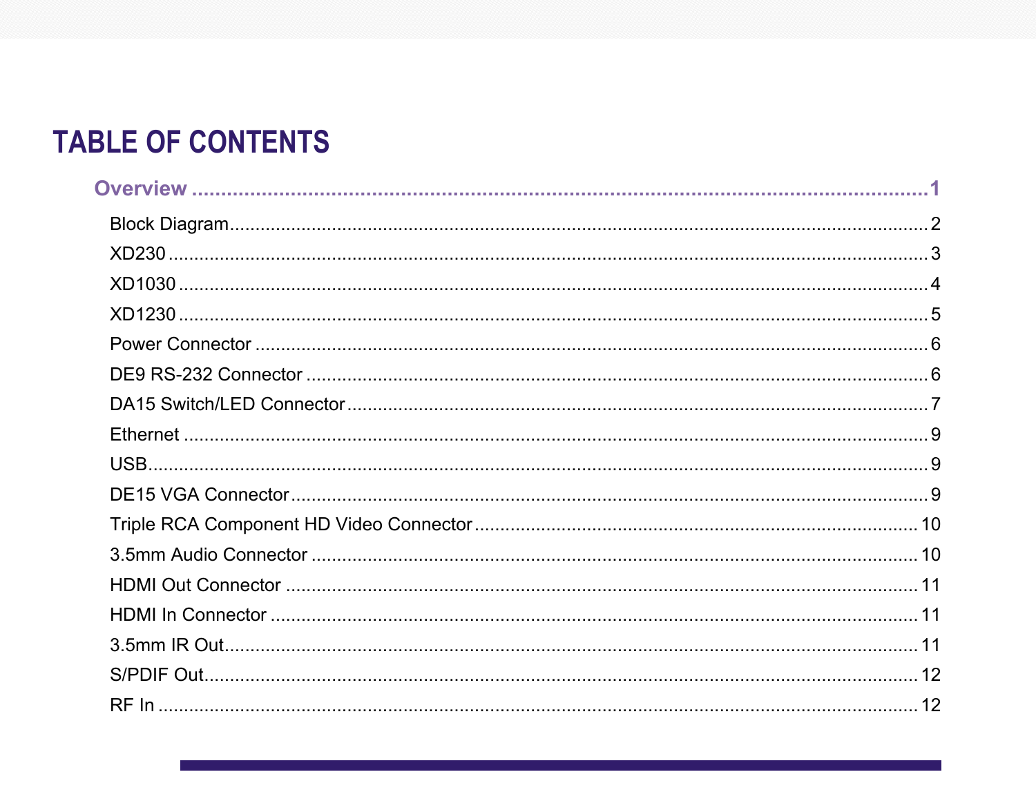# TABLE OF CONTENTS

**Overview** ........................................................................................................ **1**

- Block Diagram ........................................................................................................ 2
- XD230 ........................................................................................................ 3
- XD1030 ........................................................................................................ 4
- XD1230 ........................................................................................................ 5
- Power Connector ........................................................................................................ 6
- DE9 RS-232 Connector ........................................................................................................ 6
- DA15 Switch/LED Connector ........................................................................................................ 7
- Ethernet ........................................................................................................ 9
- USB ........................................................................................................ 9
- DE15 VGA Connector ........................................................................................................ 9
- Triple RCA Component HD Video Connector ........................................................................................................ 10
- 3.5mm Audio Connector ........................................................................................................ 10
- HDMI Out Connector ........................................................................................................ 11
- HDMI In Connector ........................................................................................................ 11
- 3.5mm IR Out ........................................................................................................ 11
- S/PDIF Out ........................................................................................................ 12
- RF In ........................................................................................................ 12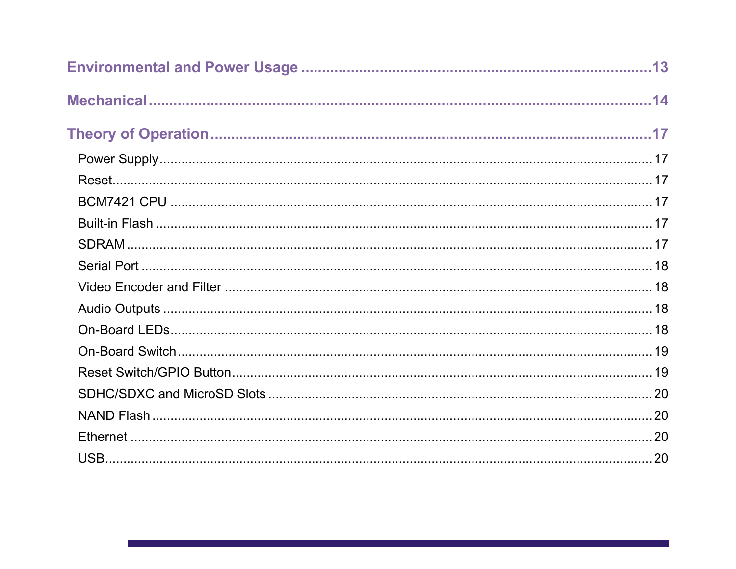Environmental and Power Usage .......................................................................13

Mechanical .......................................................................................................14

Theory of Operation ........................................................................................17

- Power Supply ........................................................................................ 17
- Reset ...................................................................................................... 17
- BCM7421 CPU ...................................................................................... 17
- Built-in Flash ......................................................................................... 17
- SDRAM ................................................................................................. 17
- Serial Port ............................................................................................. 18
- Video Encoder and Filter ...................................................................... 18
- Audio Outputs ....................................................................................... 18
- On-Board LEDs ..................................................................................... 18
- On-Board Switch ................................................................................... 19
- Reset Switch/GPIO Button .................................................................... 19
- SDHC/SDXC and MicroSD Slots .......................................................... 20
- NAND Flash .......................................................................................... 20
- Ethernet ................................................................................................ 20
- USB ....................................................................................................... 20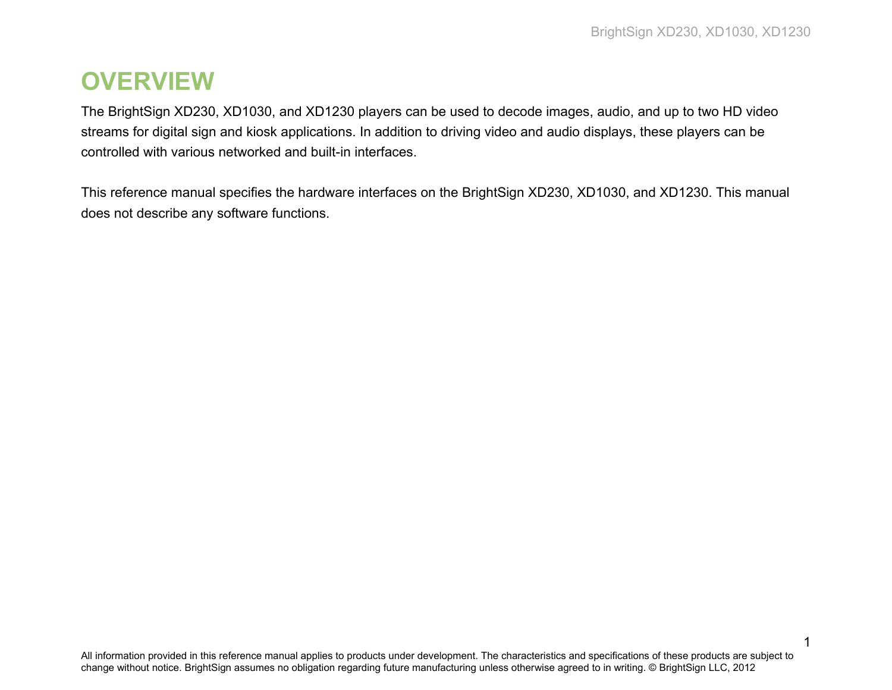# OVERVIEW

The BrightSign XD230, XD1030, and XD1230 players can be used to decode images, audio, and up to two HD video streams for digital sign and kiosk applications. In addition to driving video and audio displays, these players can be controlled with various networked and built-in interfaces.

This reference manual specifies the hardware interfaces on the BrightSign XD230, XD1030, and XD1230. This manual does not describe any software functions.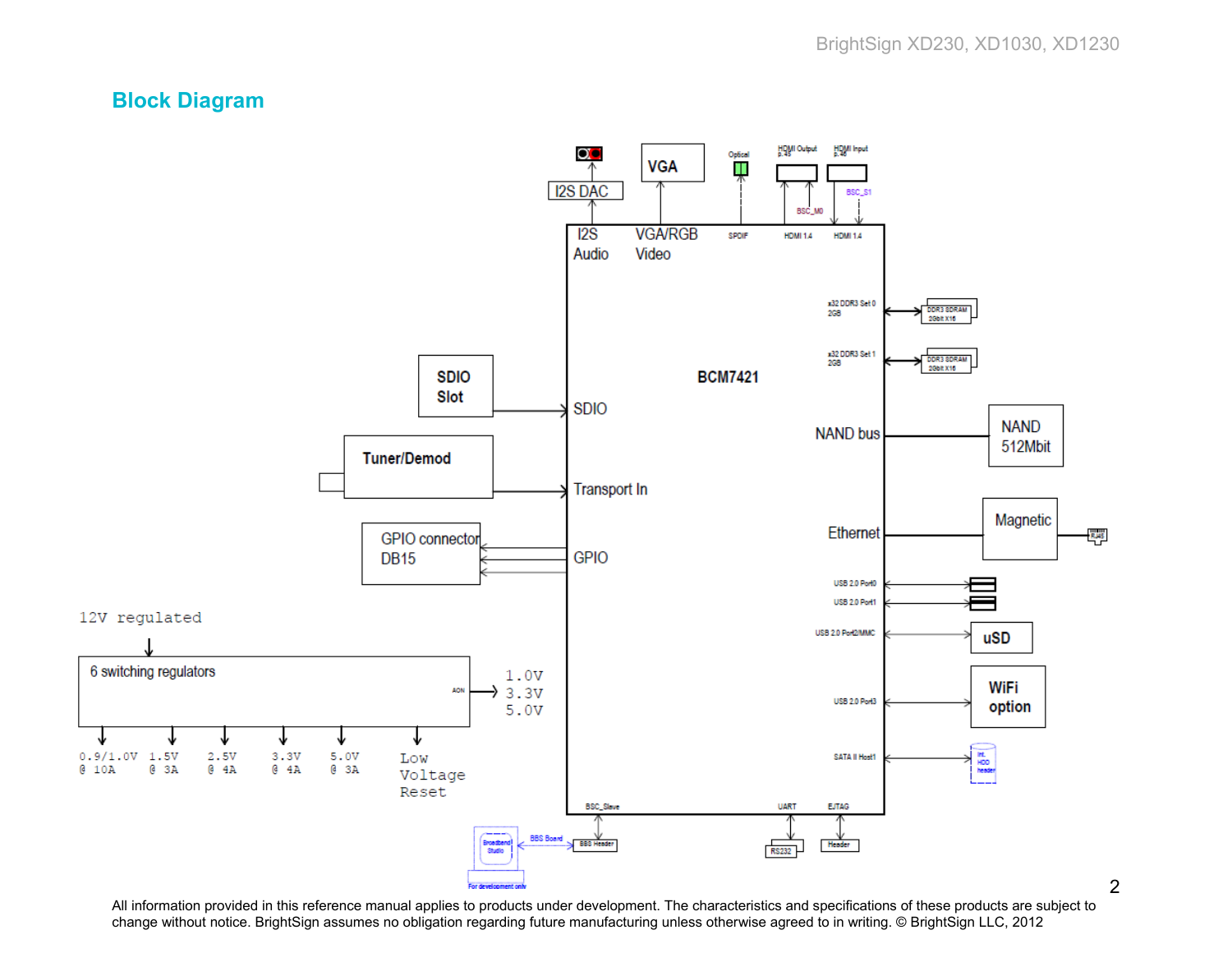## Block Diagram

I2S DAC

VGA

Optical

HDMI Output p.45

HDMI Input p.46

BSC_S1

BSC_M0

I2S Audio

VGA/RGB Video

SPDIF

HDMI 1.4

HDMI 1.4

x32 DDR3 Set 0 2GB

DDR3 SDRAM 2Gbit X16

x32 DDR3 Set 1 2GB

DDR3 SDRAM 2Gbit X16

BCM7421

SDIO Slot

SDIO

NAND bus

NAND 512Mbit

Tuner/Demod

Transport In

Magnetic

Ethernet

RJ45

GPIO connector DB15

GPIO

USB 2.0 Port0

USB 2.0 Port1

USB 2.0 Port2/MMC

uSD

12V regulated

6 switching regulators

AON

1.0V
3.3V
5.0V

USB 2.0 Port3

WiFi option

0.9/1.0V @ 10A

1.5V @ 3A

2.5V @ 4A

3.3V @ 4A

5.0V @ 3A

Low Voltage Reset

SATA II Host1

Int. HDD header

BSC_Slave

UART

EJTAG

Broadband Studio

BBS Board

BBS Header

RS232

Header

For development only

All information provided in this reference manual applies to products under development. The characteristics and specifications of these products are subject to change without notice. BrightSign assumes no obligation regarding future manufacturing unless otherwise agreed to in writing. © BrightSign LLC, 2012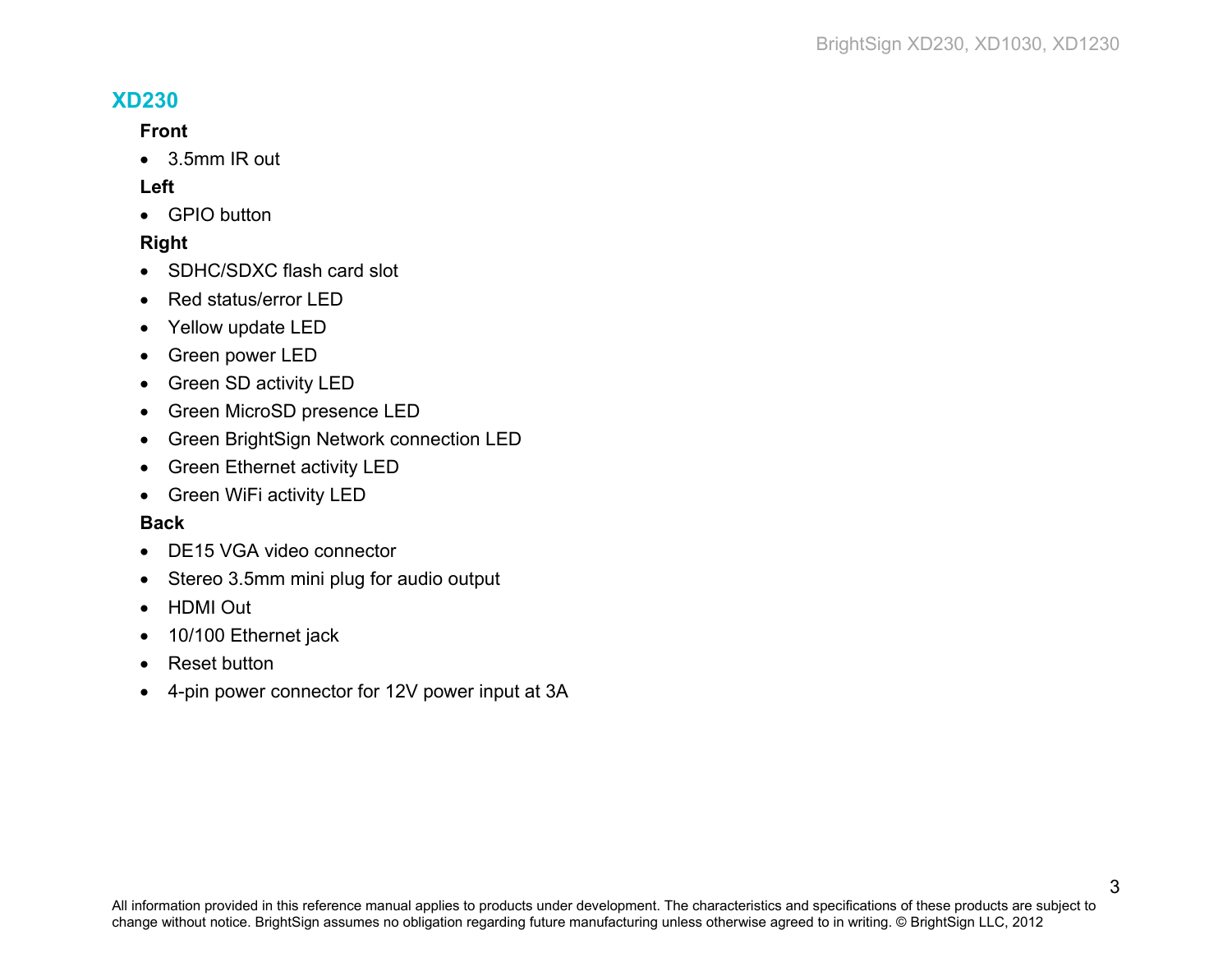## XD230

### Front

- 3.5mm IR out

### Left

- GPIO button

### Right

- SDHC/SDXC flash card slot
- Red status/error LED
- Yellow update LED
- Green power LED
- Green SD activity LED
- Green MicroSD presence LED
- Green BrightSign Network connection LED
- Green Ethernet activity LED
- Green WiFi activity LED

### Back

- DE15 VGA video connector
- Stereo 3.5mm mini plug for audio output
- HDMI Out
- 10/100 Ethernet jack
- Reset button
- 4-pin power connector for 12V power input at 3A

All information provided in this reference manual applies to products under development. The characteristics and specifications of these products are subject to change without notice. BrightSign assumes no obligation regarding future manufacturing unless otherwise agreed to in writing. © BrightSign LLC, 2012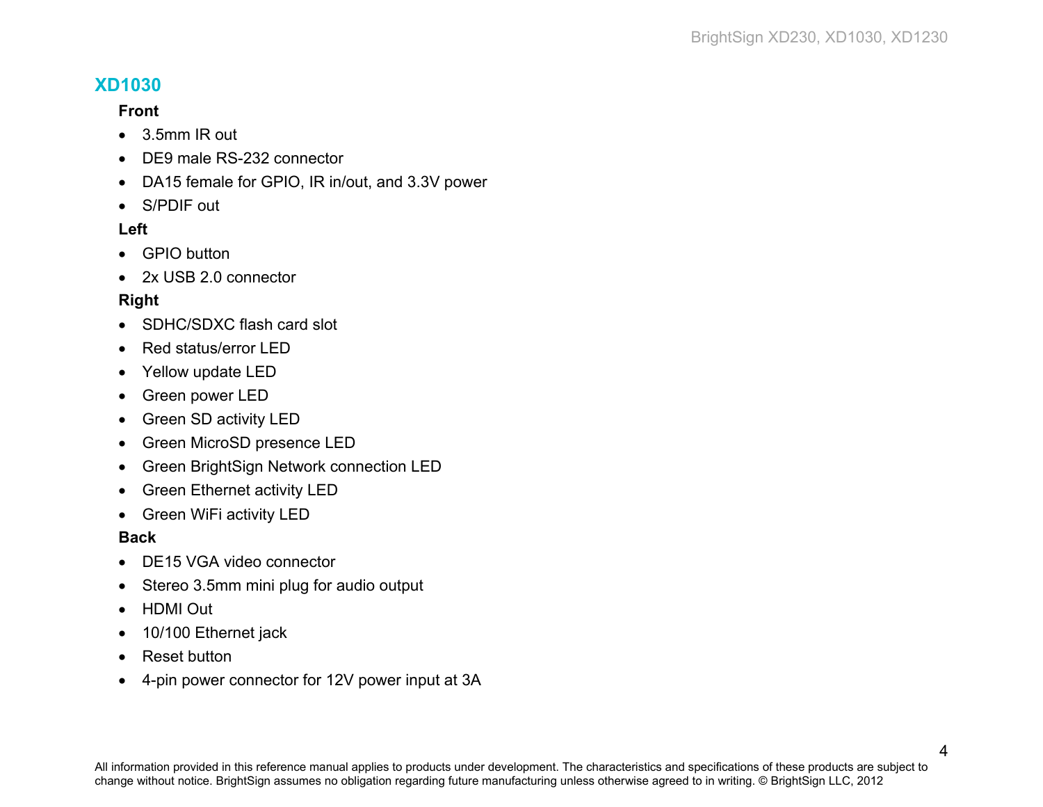## XD1030

**Front**

- 3.5mm IR out
- DE9 male RS-232 connector
- DA15 female for GPIO, IR in/out, and 3.3V power
- S/PDIF out

**Left**

- GPIO button
- 2x USB 2.0 connector

**Right**

- SDHC/SDXC flash card slot
- Red status/error LED
- Yellow update LED
- Green power LED
- Green SD activity LED
- Green MicroSD presence LED
- Green BrightSign Network connection LED
- Green Ethernet activity LED
- Green WiFi activity LED

**Back**

- DE15 VGA video connector
- Stereo 3.5mm mini plug for audio output
- HDMI Out
- 10/100 Ethernet jack
- Reset button
- 4-pin power connector for 12V power input at 3A

All information provided in this reference manual applies to products under development. The characteristics and specifications of these products are subject to change without notice. BrightSign assumes no obligation regarding future manufacturing unless otherwise agreed to in writing. © BrightSign LLC, 2012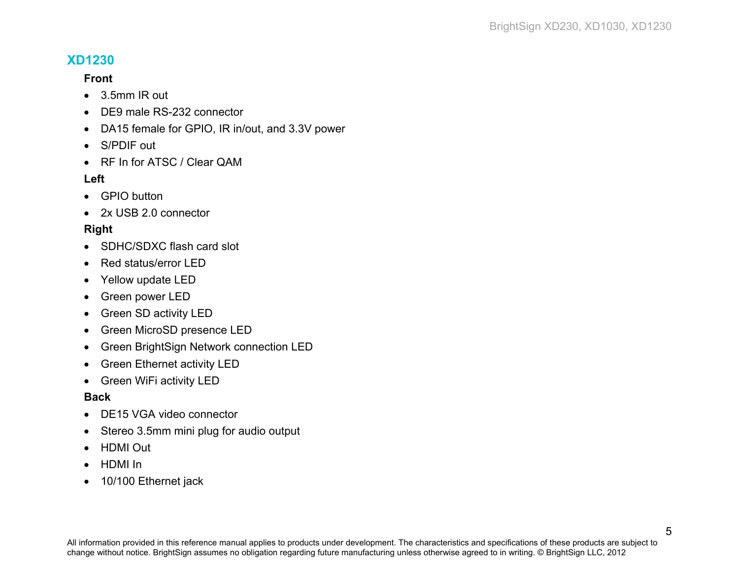## XD1230

**Front**

- 3.5mm IR out
- DE9 male RS-232 connector
- DA15 female for GPIO, IR in/out, and 3.3V power
- S/PDIF out
- RF In for ATSC / Clear QAM

**Left**

- GPIO button
- 2x USB 2.0 connector

**Right**

- SDHC/SDXC flash card slot
- Red status/error LED
- Yellow update LED
- Green power LED
- Green SD activity LED
- Green MicroSD presence LED
- Green BrightSign Network connection LED
- Green Ethernet activity LED
- Green WiFi activity LED

**Back**

- DE15 VGA video connector
- Stereo 3.5mm mini plug for audio output
- HDMI Out
- HDMI In
- 10/100 Ethernet jack

All information provided in this reference manual applies to products under development. The characteristics and specifications of these products are subject to change without notice. BrightSign assumes no obligation regarding future manufacturing unless otherwise agreed to in writing. © BrightSign LLC, 2012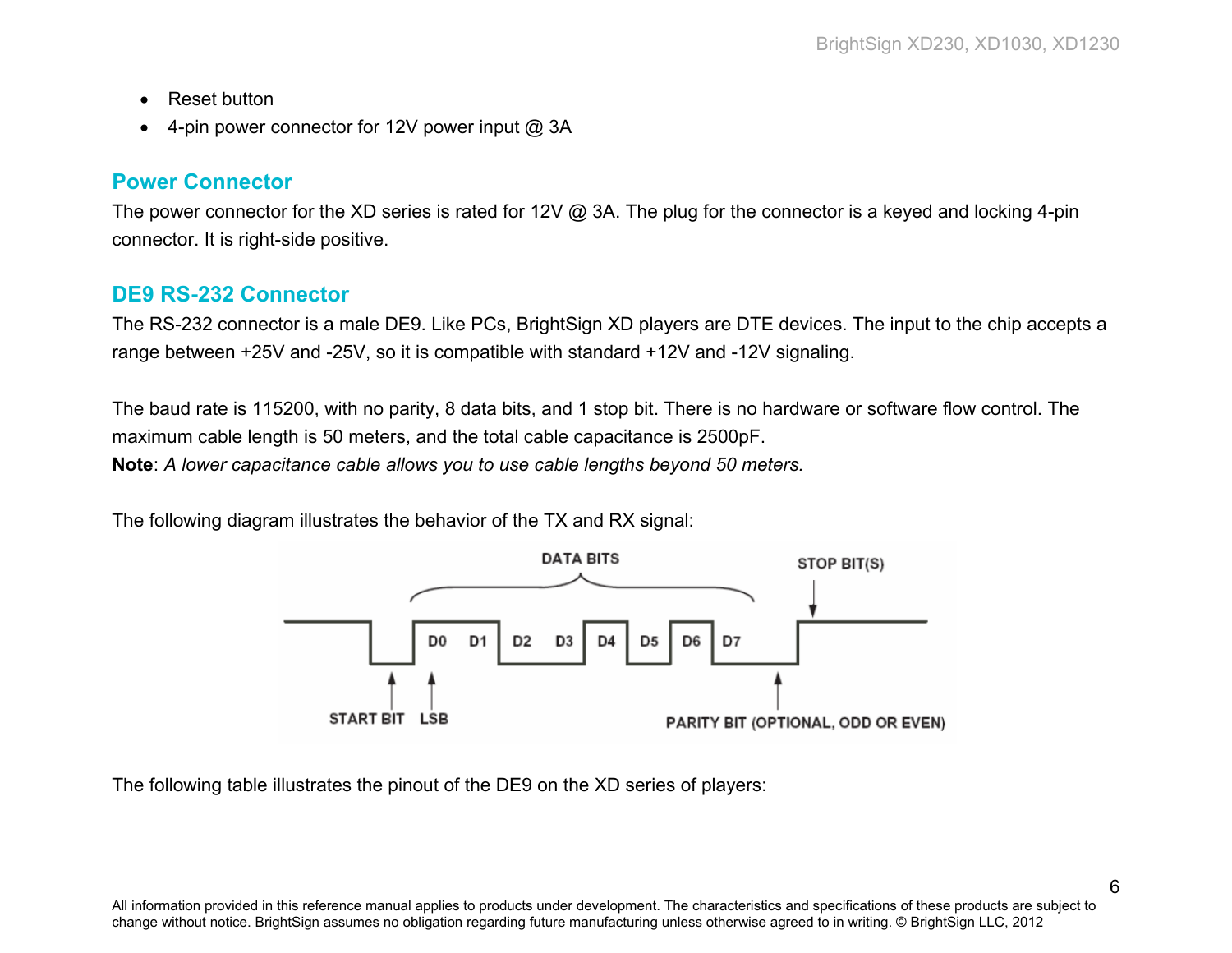- Reset button
- 4-pin power connector for 12V power input @ 3A

## Power Connector

The power connector for the XD series is rated for 12V @ 3A. The plug for the connector is a keyed and locking 4-pin connector. It is right-side positive.

## DE9 RS-232 Connector

The RS-232 connector is a male DE9. Like PCs, BrightSign XD players are DTE devices. The input to the chip accepts a range between +25V and -25V, so it is compatible with standard +12V and -12V signaling.

The baud rate is 115200, with no parity, 8 data bits, and 1 stop bit. There is no hardware or software flow control. The maximum cable length is 50 meters, and the total cable capacitance is 2500pF.
**Note**: *A lower capacitance cable allows you to use cable lengths beyond 50 meters.*

The following diagram illustrates the behavior of the TX and RX signal:

DATA BITS — STOP BIT(S) — D0 D1 D2 D3 D4 D5 D6 D7 — START BIT — LSB — PARITY BIT (OPTIONAL, ODD OR EVEN)

The following table illustrates the pinout of the DE9 on the XD series of players: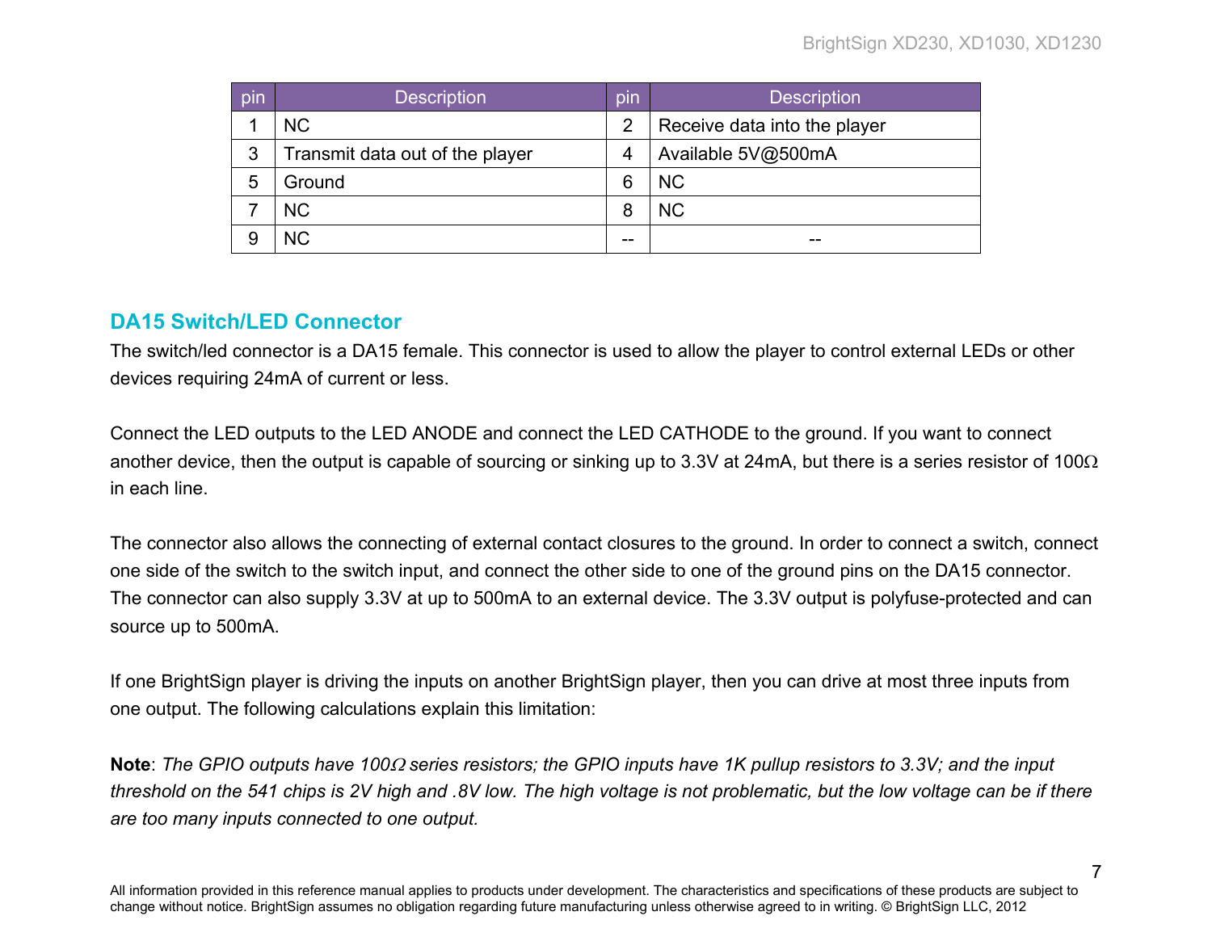| pin | Description | pin | Description |
|---|---|---|---|
| 1 | NC | 2 | Receive data into the player |
| 3 | Transmit data out of the player | 4 | Available 5V@500mA |
| 5 | Ground | 6 | NC |
| 7 | NC | 8 | NC |
| 9 | NC | -- | -- |

## DA15 Switch/LED Connector

The switch/led connector is a DA15 female. This connector is used to allow the player to control external LEDs or other devices requiring 24mA of current or less.

Connect the LED outputs to the LED ANODE and connect the LED CATHODE to the ground. If you want to connect another device, then the output is capable of sourcing or sinking up to 3.3V at 24mA, but there is a series resistor of 100Ω in each line.

The connector also allows the connecting of external contact closures to the ground. In order to connect a switch, connect one side of the switch to the switch input, and connect the other side to one of the ground pins on the DA15 connector. The connector can also supply 3.3V at up to 500mA to an external device. The 3.3V output is polyfuse-protected and can source up to 500mA.

If one BrightSign player is driving the inputs on another BrightSign player, then you can drive at most three inputs from one output. The following calculations explain this limitation:

**Note**: *The GPIO outputs have 100Ω series resistors; the GPIO inputs have 1K pullup resistors to 3.3V; and the input threshold on the 541 chips is 2V high and .8V low. The high voltage is not problematic, but the low voltage can be if there are too many inputs connected to one output.*

All information provided in this reference manual applies to products under development. The characteristics and specifications of these products are subject to change without notice. BrightSign assumes no obligation regarding future manufacturing unless otherwise agreed to in writing. © BrightSign LLC, 2012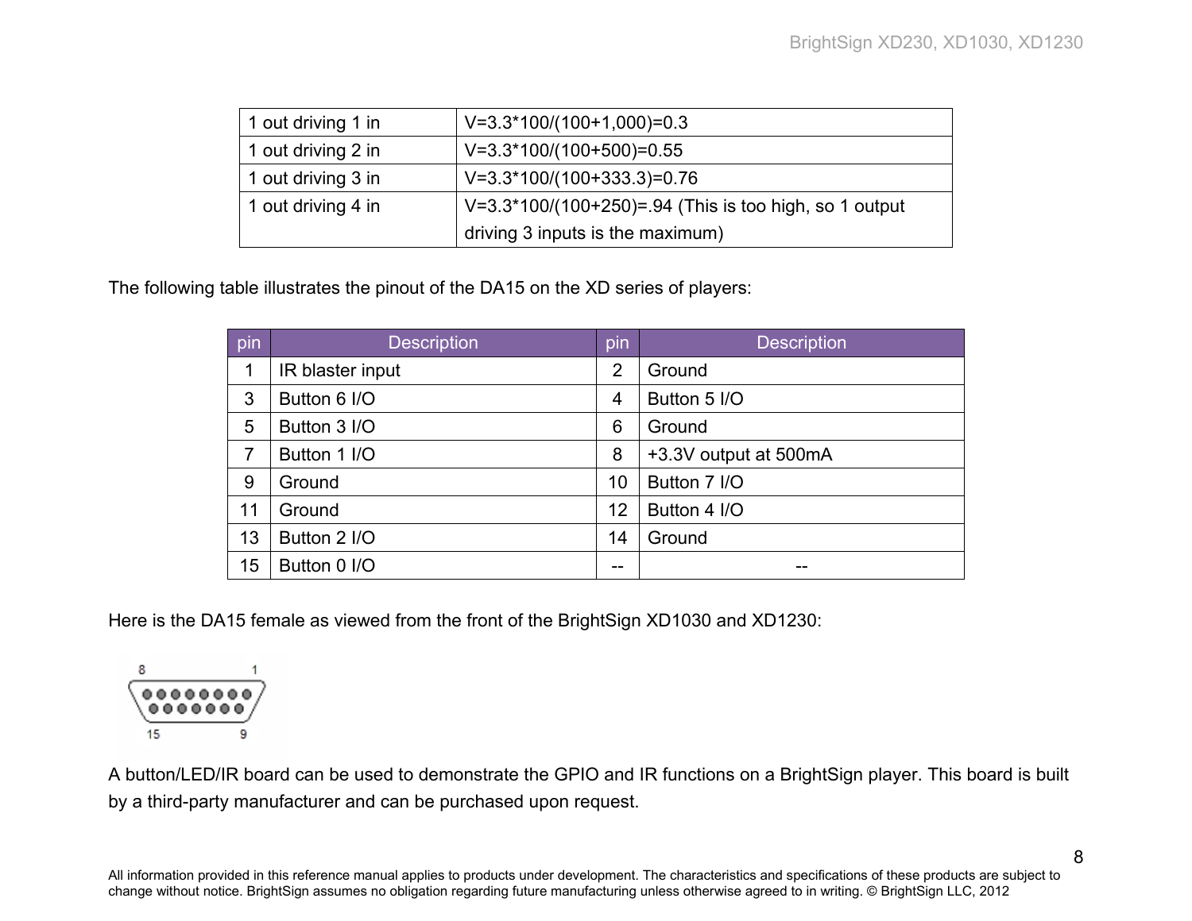| | |
|---|---|
| 1 out driving 1 in | V=3.3*100/(100+1,000)=0.3 |
| 1 out driving 2 in | V=3.3*100/(100+500)=0.55 |
| 1 out driving 3 in | V=3.3*100/(100+333.3)=0.76 |
| 1 out driving 4 in | V=3.3*100/(100+250)=.94 (This is too high, so 1 output driving 3 inputs is the maximum) |

The following table illustrates the pinout of the DA15 on the XD series of players:

| pin | Description | pin | Description |
|---|---|---|---|
| 1 | IR blaster input | 2 | Ground |
| 3 | Button 6 I/O | 4 | Button 5 I/O |
| 5 | Button 3 I/O | 6 | Ground |
| 7 | Button 1 I/O | 8 | +3.3V output at 500mA |
| 9 | Ground | 10 | Button 7 I/O |
| 11 | Ground | 12 | Button 4 I/O |
| 13 | Button 2 I/O | 14 | Ground |
| 15 | Button 0 I/O | -- | -- |

Here is the DA15 female as viewed from the front of the BrightSign XD1030 and XD1230:

A button/LED/IR board can be used to demonstrate the GPIO and IR functions on a BrightSign player. This board is built by a third-party manufacturer and can be purchased upon request.

All information provided in this reference manual applies to products under development. The characteristics and specifications of these products are subject to change without notice. BrightSign assumes no obligation regarding future manufacturing unless otherwise agreed to in writing. © BrightSign LLC, 2012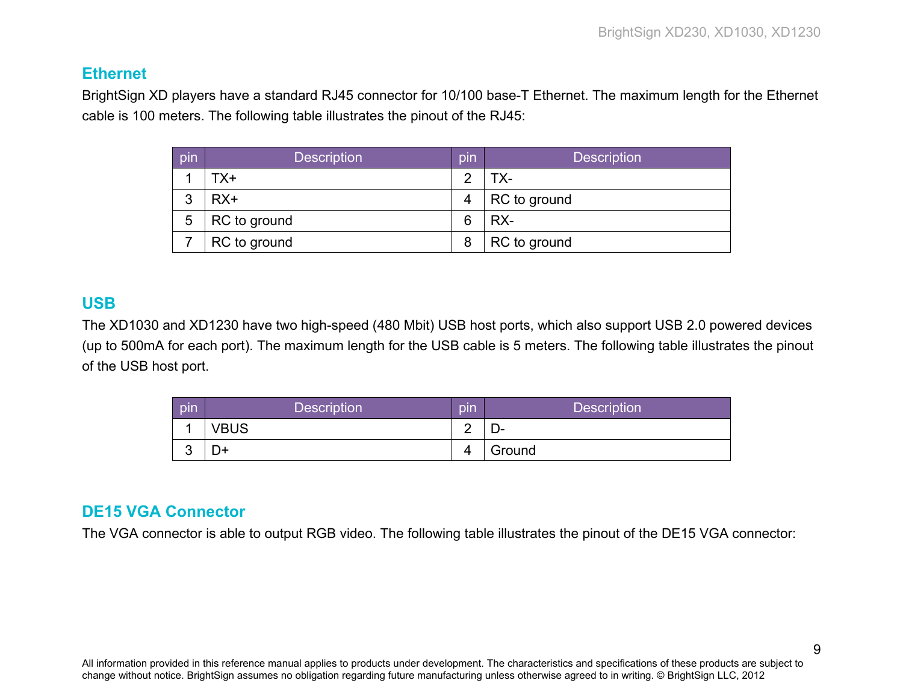## Ethernet

BrightSign XD players have a standard RJ45 connector for 10/100 base-T Ethernet. The maximum length for the Ethernet cable is 100 meters. The following table illustrates the pinout of the RJ45:

| pin | Description | pin | Description |
|---|---|---|---|
| 1 | TX+ | 2 | TX- |
| 3 | RX+ | 4 | RC to ground |
| 5 | RC to ground | 6 | RX- |
| 7 | RC to ground | 8 | RC to ground |

## USB

The XD1030 and XD1230 have two high-speed (480 Mbit) USB host ports, which also support USB 2.0 powered devices (up to 500mA for each port). The maximum length for the USB cable is 5 meters. The following table illustrates the pinout of the USB host port.

| pin | Description | pin | Description |
|---|---|---|---|
| 1 | VBUS | 2 | D- |
| 3 | D+ | 4 | Ground |

## DE15 VGA Connector

The VGA connector is able to output RGB video. The following table illustrates the pinout of the DE15 VGA connector:

All information provided in this reference manual applies to products under development. The characteristics and specifications of these products are subject to change without notice. BrightSign assumes no obligation regarding future manufacturing unless otherwise agreed to in writing. © BrightSign LLC, 2012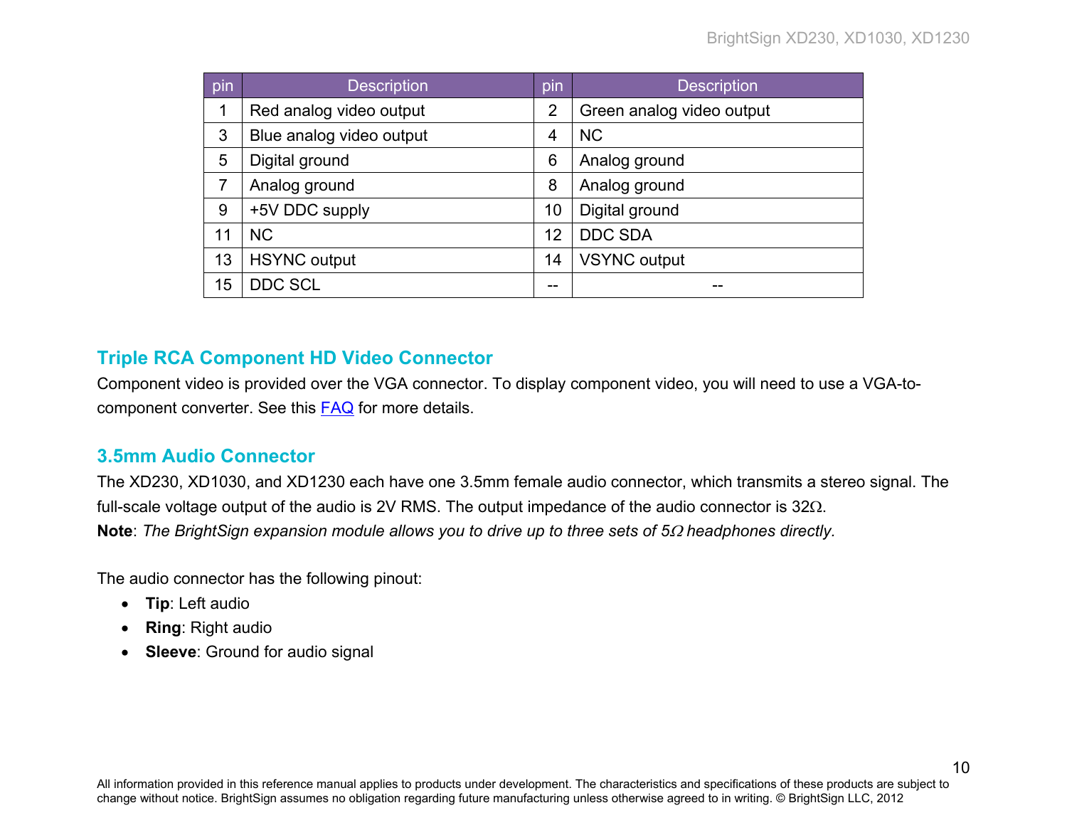| pin | Description | pin | Description |
|---|---|---|---|
| 1 | Red analog video output | 2 | Green analog video output |
| 3 | Blue analog video output | 4 | NC |
| 5 | Digital ground | 6 | Analog ground |
| 7 | Analog ground | 8 | Analog ground |
| 9 | +5V DDC supply | 10 | Digital ground |
| 11 | NC | 12 | DDC SDA |
| 13 | HSYNC output | 14 | VSYNC output |
| 15 | DDC SCL | -- | -- |

## Triple RCA Component HD Video Connector

Component video is provided over the VGA connector. To display component video, you will need to use a VGA-to-component converter. See this FAQ for more details.

## 3.5mm Audio Connector

The XD230, XD1030, and XD1230 each have one 3.5mm female audio connector, which transmits a stereo signal. The full-scale voltage output of the audio is 2V RMS. The output impedance of the audio connector is 32Ω.
**Note**: *The BrightSign expansion module allows you to drive up to three sets of 5Ω headphones directly*.

The audio connector has the following pinout:

- **Tip**: Left audio
- **Ring**: Right audio
- **Sleeve**: Ground for audio signal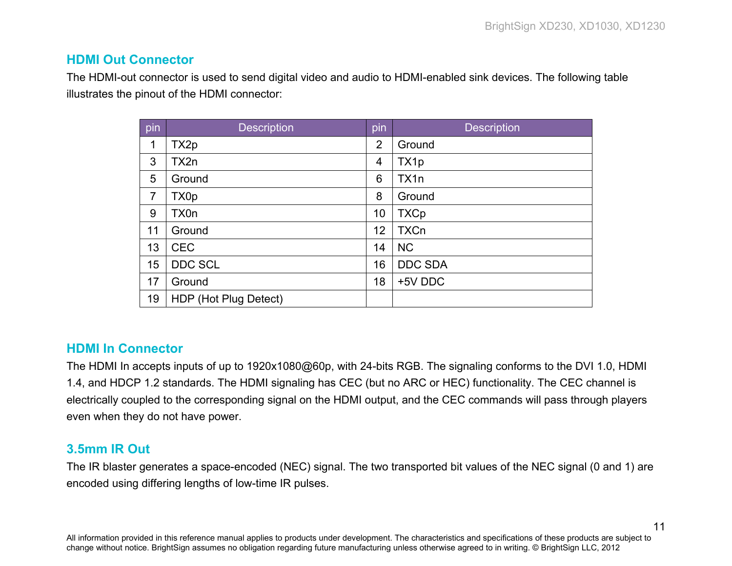## HDMI Out Connector

The HDMI-out connector is used to send digital video and audio to HDMI-enabled sink devices. The following table illustrates the pinout of the HDMI connector:

| pin | Description | pin | Description |
|---|---|---|---|
| 1 | TX2p | 2 | Ground |
| 3 | TX2n | 4 | TX1p |
| 5 | Ground | 6 | TX1n |
| 7 | TX0p | 8 | Ground |
| 9 | TX0n | 10 | TXCp |
| 11 | Ground | 12 | TXCn |
| 13 | CEC | 14 | NC |
| 15 | DDC SCL | 16 | DDC SDA |
| 17 | Ground | 18 | +5V DDC |
| 19 | HDP (Hot Plug Detect) | | |

## HDMI In Connector

The HDMI In accepts inputs of up to 1920x1080@60p, with 24-bits RGB. The signaling conforms to the DVI 1.0, HDMI 1.4, and HDCP 1.2 standards. The HDMI signaling has CEC (but no ARC or HEC) functionality. The CEC channel is electrically coupled to the corresponding signal on the HDMI output, and the CEC commands will pass through players even when they do not have power.

## 3.5mm IR Out

The IR blaster generates a space-encoded (NEC) signal. The two transported bit values of the NEC signal (0 and 1) are encoded using differing lengths of low-time IR pulses.

All information provided in this reference manual applies to products under development. The characteristics and specifications of these products are subject to change without notice. BrightSign assumes no obligation regarding future manufacturing unless otherwise agreed to in writing. © BrightSign LLC, 2012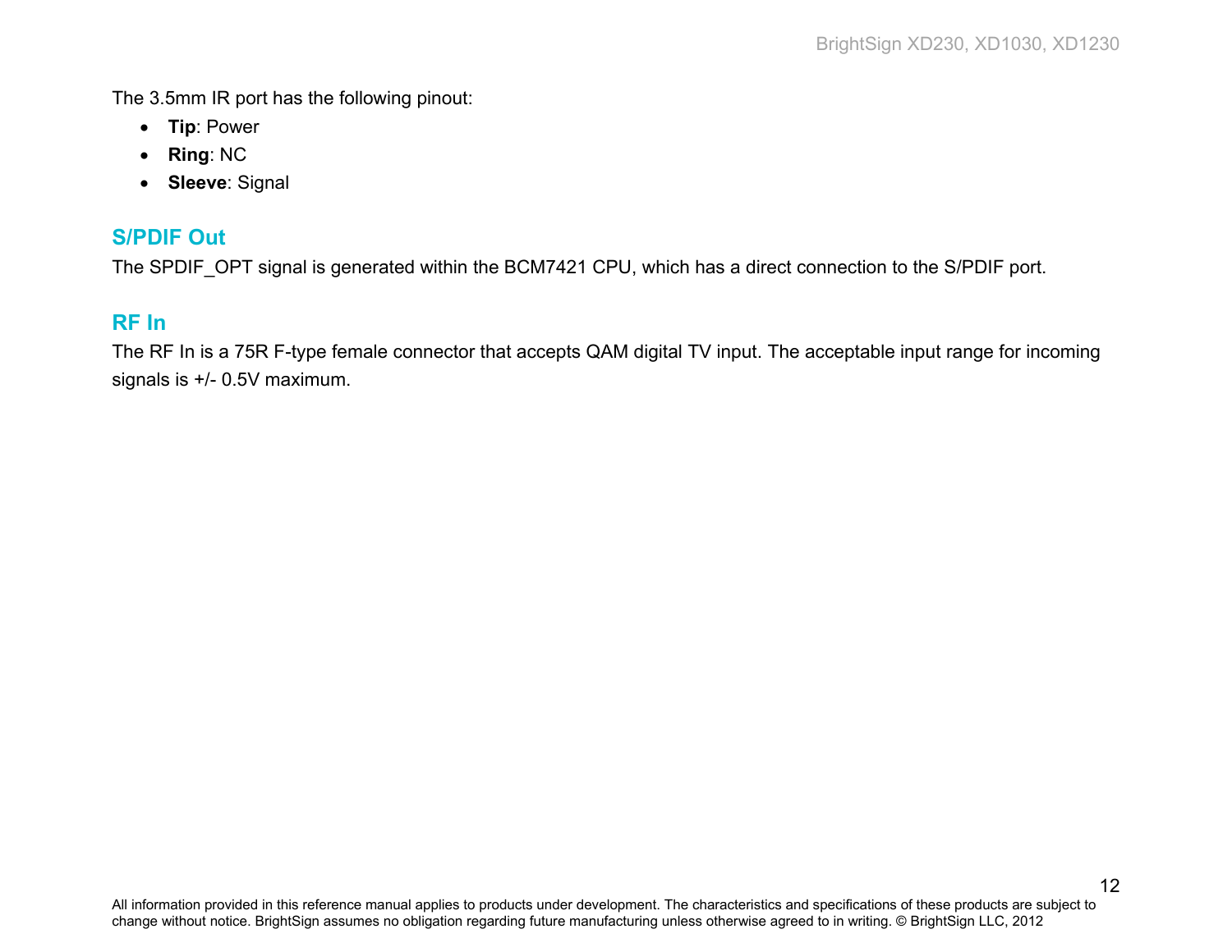The 3.5mm IR port has the following pinout:

- **Tip**: Power
- **Ring**: NC
- **Sleeve**: Signal

## S/PDIF Out

The SPDIF_OPT signal is generated within the BCM7421 CPU, which has a direct connection to the S/PDIF port.

## RF In

The RF In is a 75R F-type female connector that accepts QAM digital TV input. The acceptable input range for incoming signals is +/- 0.5V maximum.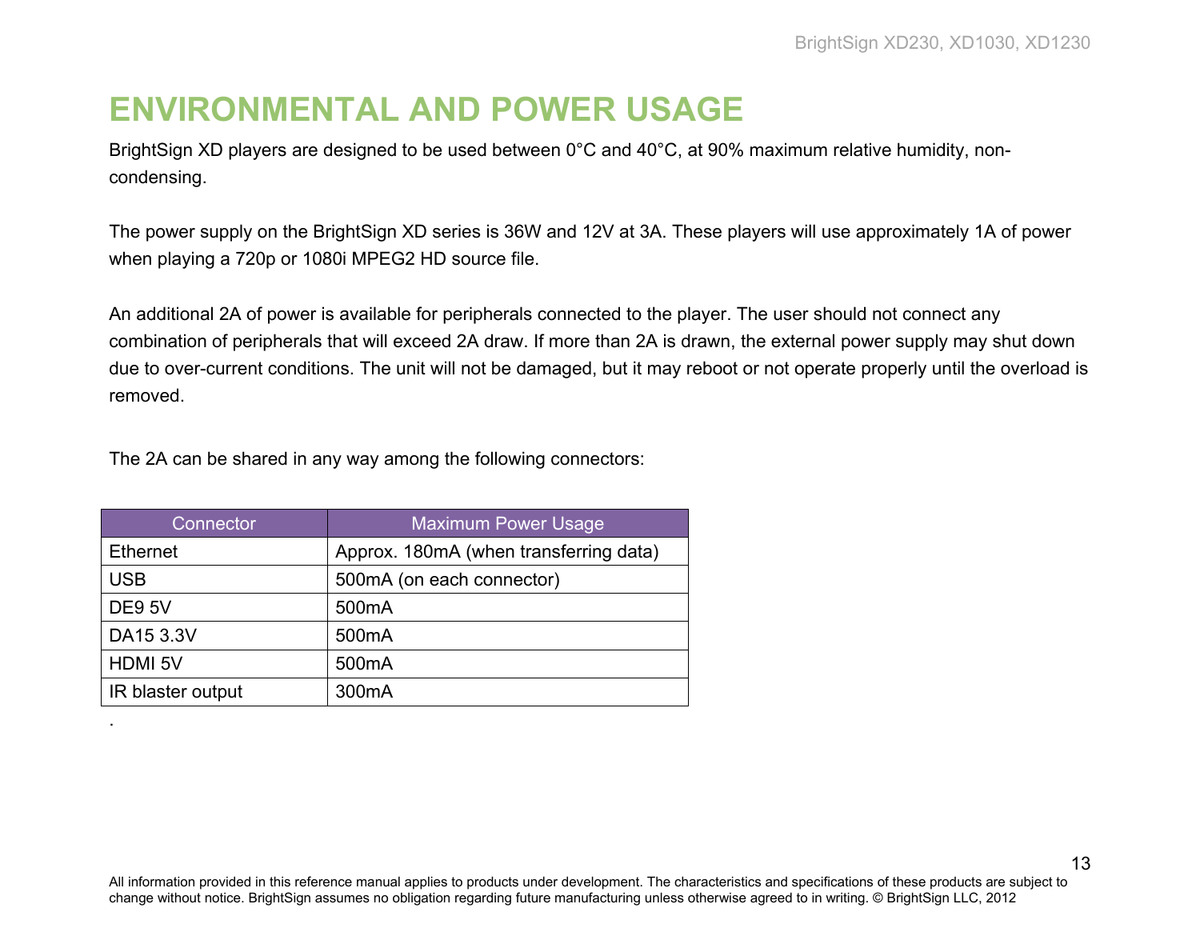# ENVIRONMENTAL AND POWER USAGE

BrightSign XD players are designed to be used between 0°C and 40°C, at 90% maximum relative humidity, non-condensing.

The power supply on the BrightSign XD series is 36W and 12V at 3A. These players will use approximately 1A of power when playing a 720p or 1080i MPEG2 HD source file.

An additional 2A of power is available for peripherals connected to the player. The user should not connect any combination of peripherals that will exceed 2A draw. If more than 2A is drawn, the external power supply may shut down due to over-current conditions. The unit will not be damaged, but it may reboot or not operate properly until the overload is removed.

The 2A can be shared in any way among the following connectors:

| Connector | Maximum Power Usage |
|---|---|
| Ethernet | Approx. 180mA (when transferring data) |
| USB | 500mA (on each connector) |
| DE9 5V | 500mA |
| DA15 3.3V | 500mA |
| HDMI 5V | 500mA |
| IR blaster output | 300mA |

.

All information provided in this reference manual applies to products under development. The characteristics and specifications of these products are subject to change without notice. BrightSign assumes no obligation regarding future manufacturing unless otherwise agreed to in writing. © BrightSign LLC, 2012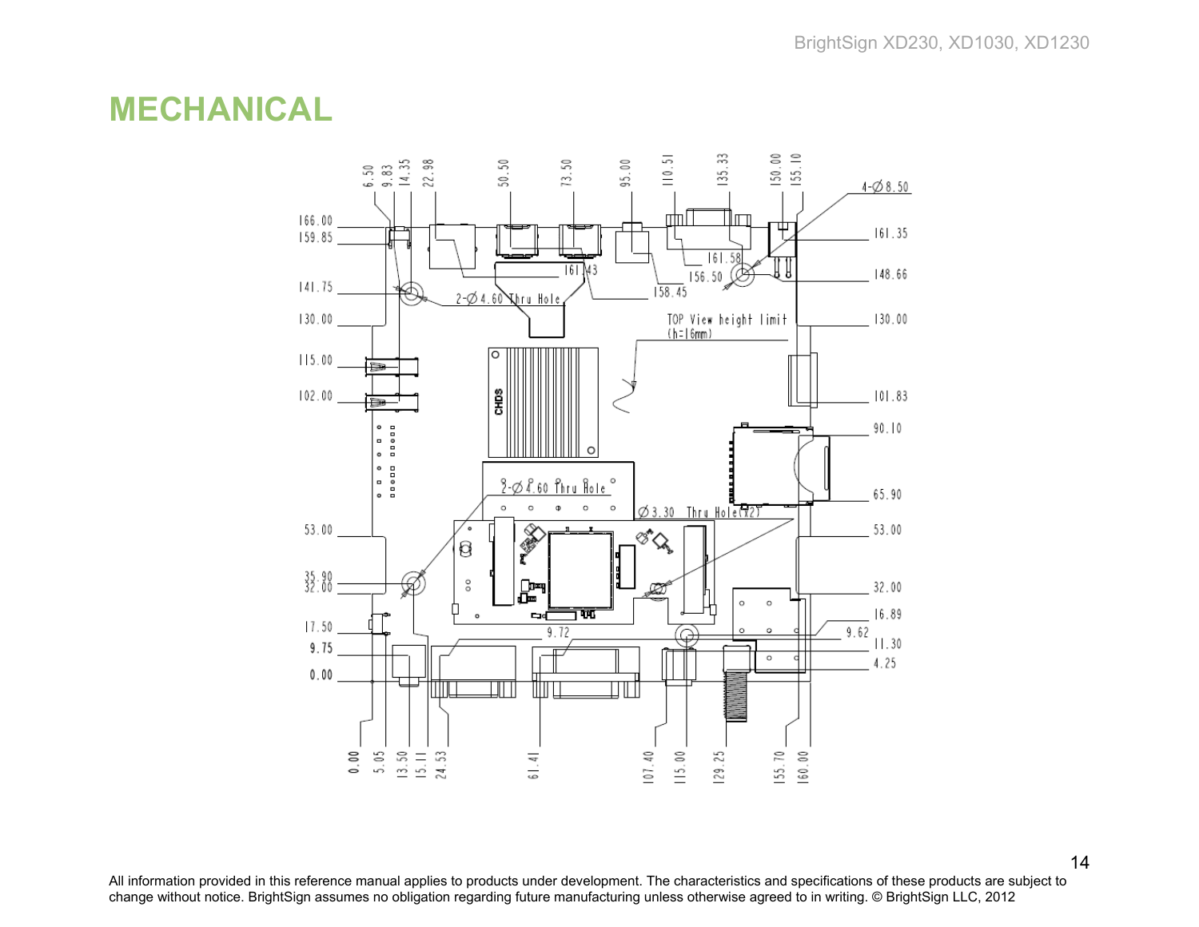# MECHANICAL

All information provided in this reference manual applies to products under development. The characteristics and specifications of these products are subject to change without notice. BrightSign assumes no obligation regarding future manufacturing unless otherwise agreed to in writing. © BrightSign LLC, 2012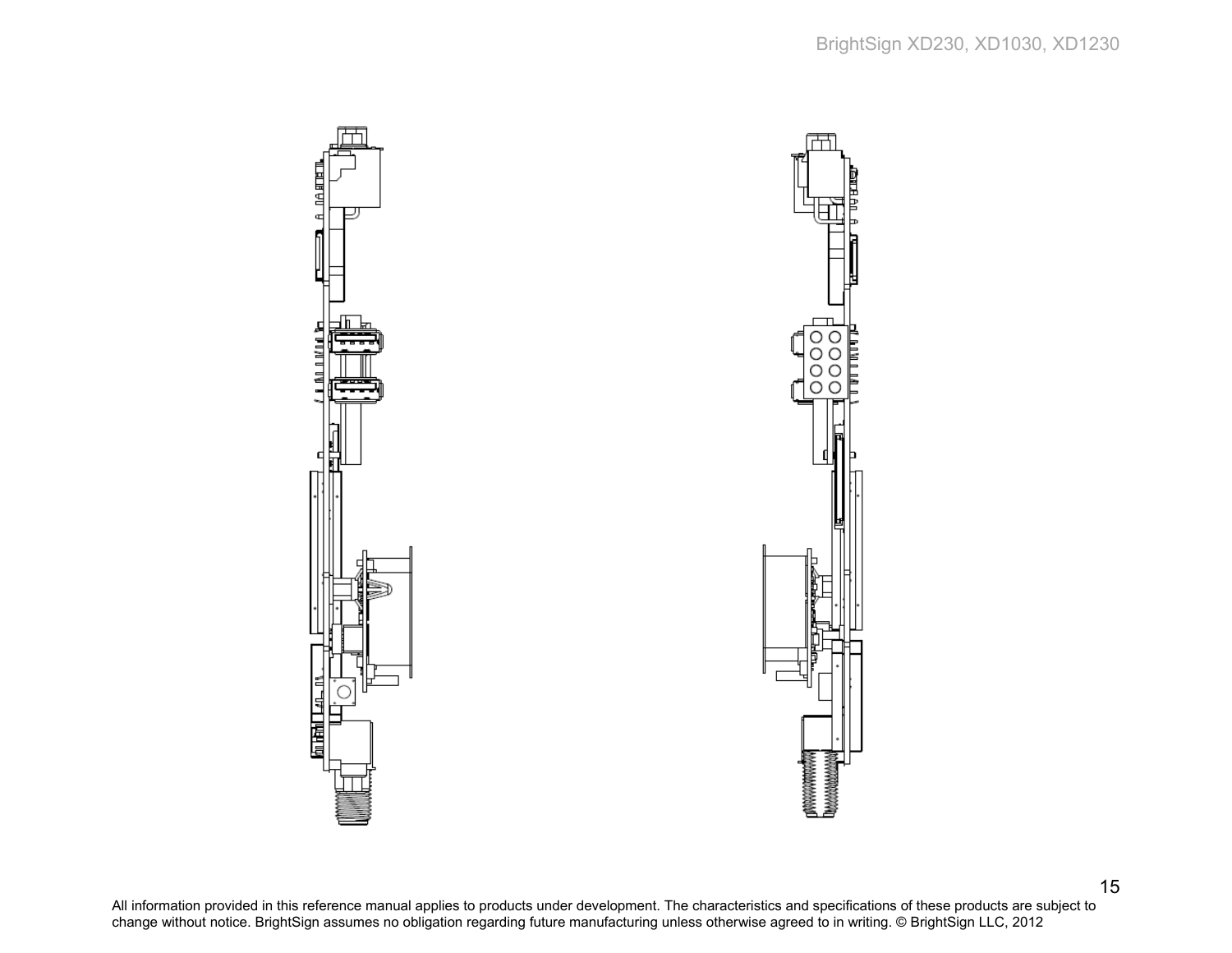All information provided in this reference manual applies to products under development. The characteristics and specifications of these products are subject to change without notice. BrightSign assumes no obligation regarding future manufacturing unless otherwise agreed to in writing. © BrightSign LLC, 2012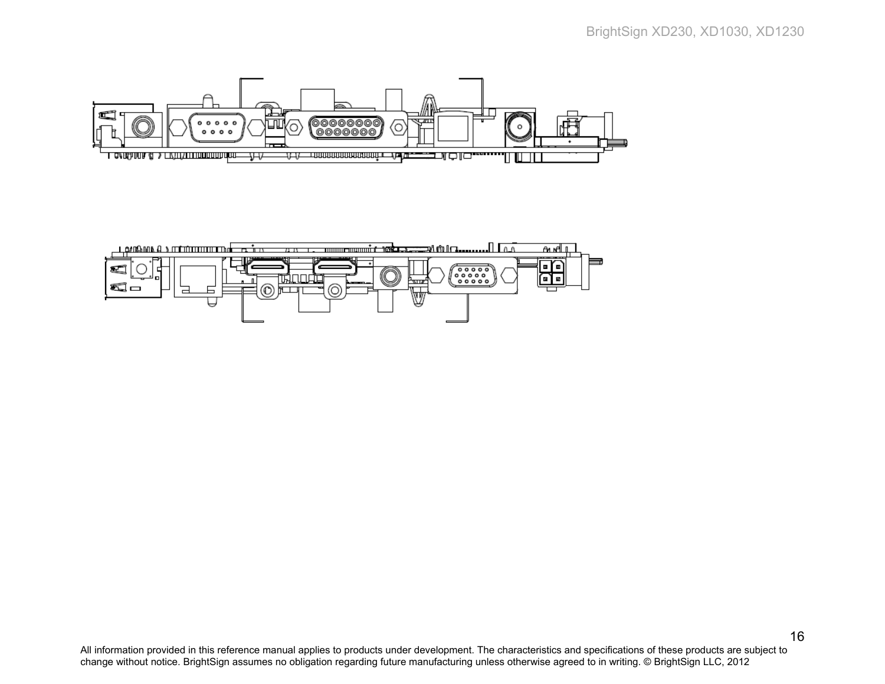All information provided in this reference manual applies to products under development. The characteristics and specifications of these products are subject to change without notice. BrightSign assumes no obligation regarding future manufacturing unless otherwise agreed to in writing. © BrightSign LLC, 2012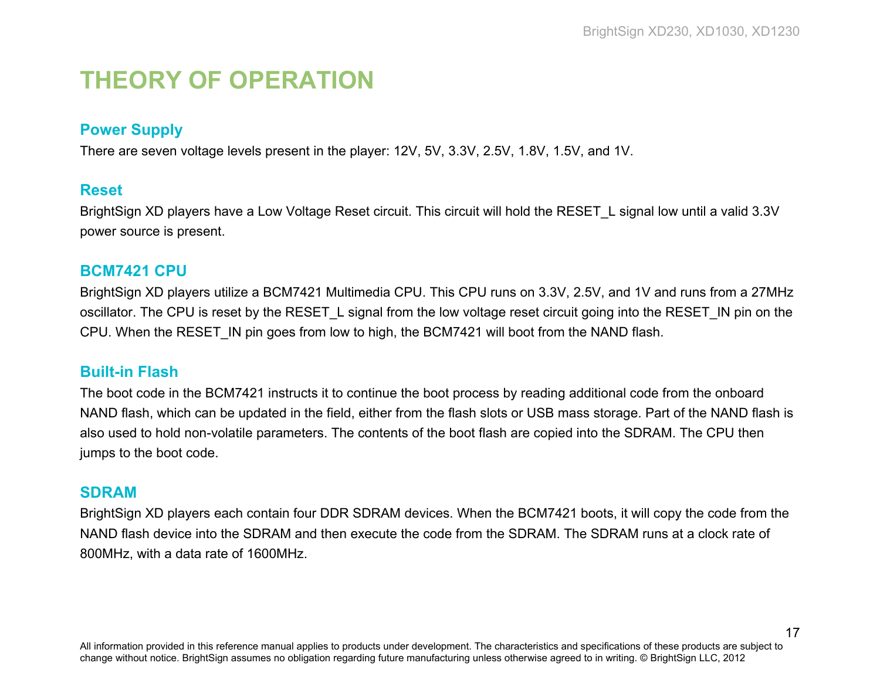# THEORY OF OPERATION

## Power Supply

There are seven voltage levels present in the player: 12V, 5V, 3.3V, 2.5V, 1.8V, 1.5V, and 1V.

## Reset

BrightSign XD players have a Low Voltage Reset circuit. This circuit will hold the RESET_L signal low until a valid 3.3V power source is present.

## BCM7421 CPU

BrightSign XD players utilize a BCM7421 Multimedia CPU. This CPU runs on 3.3V, 2.5V, and 1V and runs from a 27MHz oscillator. The CPU is reset by the RESET_L signal from the low voltage reset circuit going into the RESET_IN pin on the CPU. When the RESET_IN pin goes from low to high, the BCM7421 will boot from the NAND flash.

## Built-in Flash

The boot code in the BCM7421 instructs it to continue the boot process by reading additional code from the onboard NAND flash, which can be updated in the field, either from the flash slots or USB mass storage. Part of the NAND flash is also used to hold non-volatile parameters. The contents of the boot flash are copied into the SDRAM. The CPU then jumps to the boot code.

## SDRAM

BrightSign XD players each contain four DDR SDRAM devices. When the BCM7421 boots, it will copy the code from the NAND flash device into the SDRAM and then execute the code from the SDRAM. The SDRAM runs at a clock rate of 800MHz, with a data rate of 1600MHz.

All information provided in this reference manual applies to products under development. The characteristics and specifications of these products are subject to change without notice. BrightSign assumes no obligation regarding future manufacturing unless otherwise agreed to in writing. © BrightSign LLC, 2012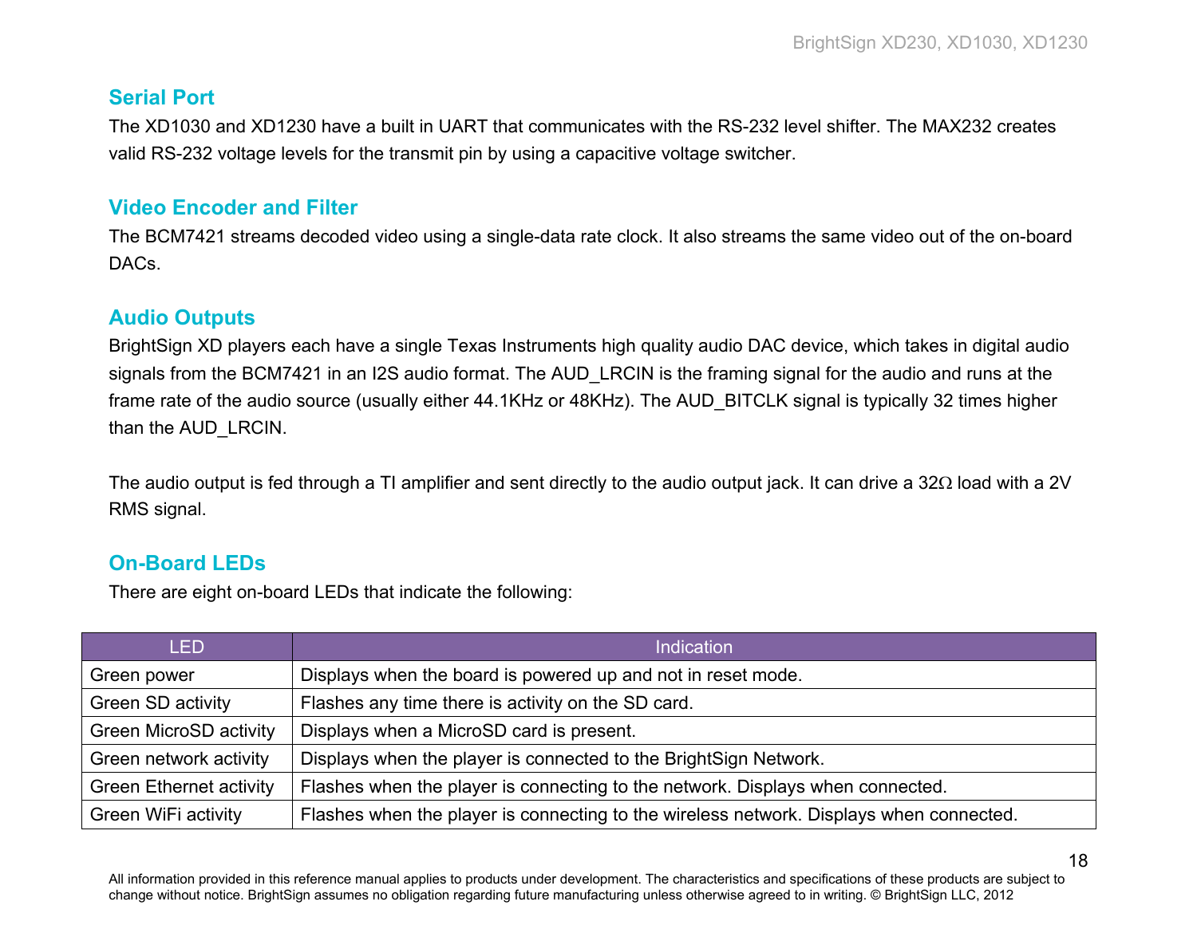## Serial Port

The XD1030 and XD1230 have a built in UART that communicates with the RS-232 level shifter. The MAX232 creates valid RS-232 voltage levels for the transmit pin by using a capacitive voltage switcher.

## Video Encoder and Filter

The BCM7421 streams decoded video using a single-data rate clock. It also streams the same video out of the on-board DACs.

## Audio Outputs

BrightSign XD players each have a single Texas Instruments high quality audio DAC device, which takes in digital audio signals from the BCM7421 in an I2S audio format. The AUD_LRCIN is the framing signal for the audio and runs at the frame rate of the audio source (usually either 44.1KHz or 48KHz). The AUD_BITCLK signal is typically 32 times higher than the AUD_LRCIN.

The audio output is fed through a TI amplifier and sent directly to the audio output jack. It can drive a 32Ω load with a 2V RMS signal.

## On-Board LEDs

There are eight on-board LEDs that indicate the following:

| LED | Indication |
|---|---|
| Green power | Displays when the board is powered up and not in reset mode. |
| Green SD activity | Flashes any time there is activity on the SD card. |
| Green MicroSD activity | Displays when a MicroSD card is present. |
| Green network activity | Displays when the player is connected to the BrightSign Network. |
| Green Ethernet activity | Flashes when the player is connecting to the network. Displays when connected. |
| Green WiFi activity | Flashes when the player is connecting to the wireless network. Displays when connected. |

All information provided in this reference manual applies to products under development. The characteristics and specifications of these products are subject to change without notice. BrightSign assumes no obligation regarding future manufacturing unless otherwise agreed to in writing. © BrightSign LLC, 2012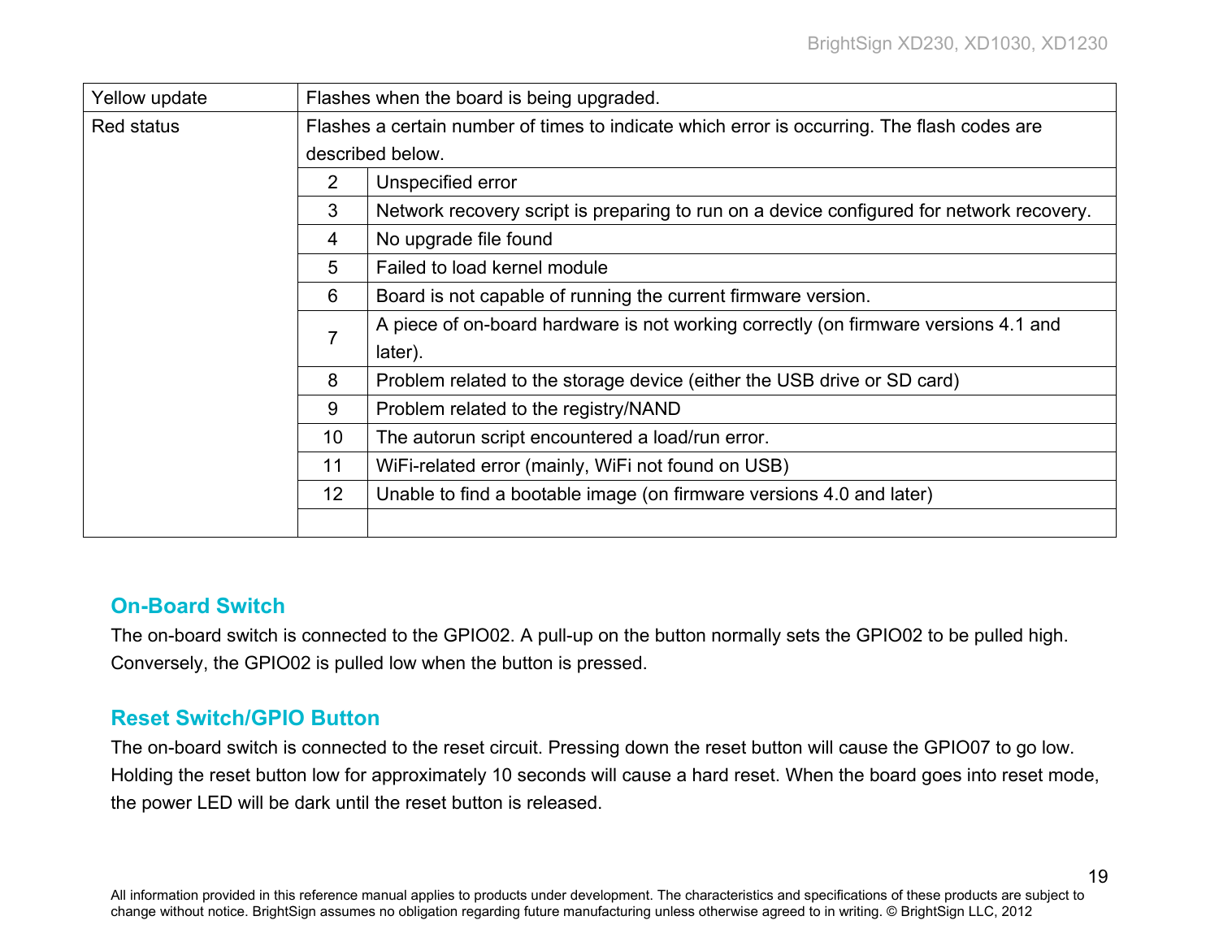| | | |
|---|---|---|
| Yellow update | Flashes when the board is being upgraded. | |
| Red status | Flashes a certain number of times to indicate which error is occurring. The flash codes are described below. | |
| | 2 | Unspecified error |
| | 3 | Network recovery script is preparing to run on a device configured for network recovery. |
| | 4 | No upgrade file found |
| | 5 | Failed to load kernel module |
| | 6 | Board is not capable of running the current firmware version. |
| | 7 | A piece of on-board hardware is not working correctly (on firmware versions 4.1 and later). |
| | 8 | Problem related to the storage device (either the USB drive or SD card) |
| | 9 | Problem related to the registry/NAND |
| | 10 | The autorun script encountered a load/run error. |
| | 11 | WiFi-related error (mainly, WiFi not found on USB) |
| | 12 | Unable to find a bootable image (on firmware versions 4.0 and later) |
| | | |

## On-Board Switch

The on-board switch is connected to the GPIO02. A pull-up on the button normally sets the GPIO02 to be pulled high. Conversely, the GPIO02 is pulled low when the button is pressed.

## Reset Switch/GPIO Button

The on-board switch is connected to the reset circuit. Pressing down the reset button will cause the GPIO07 to go low. Holding the reset button low for approximately 10 seconds will cause a hard reset. When the board goes into reset mode, the power LED will be dark until the reset button is released.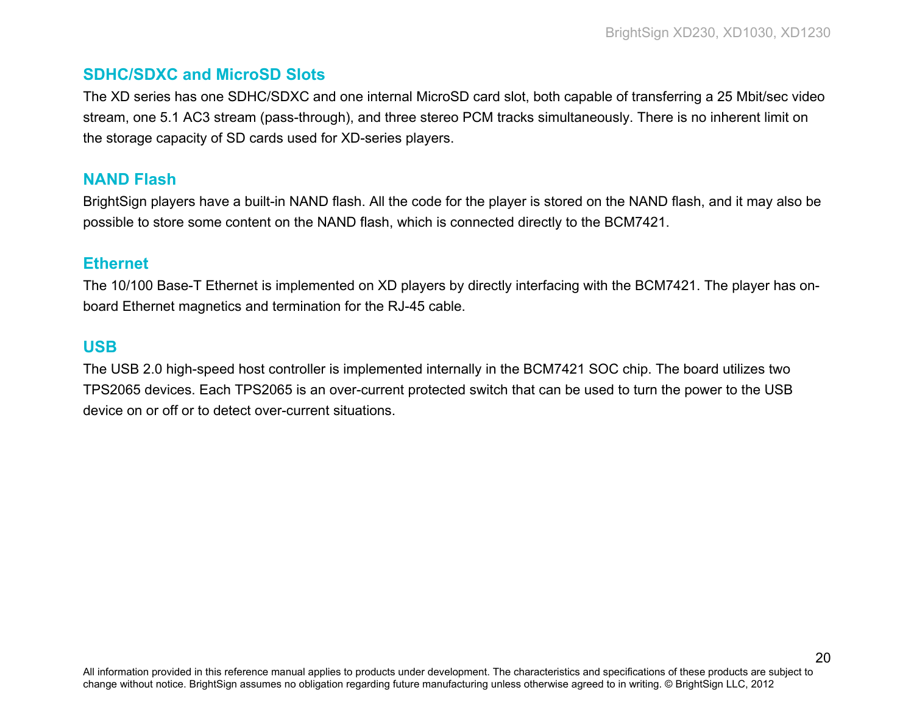## SDHC/SDXC and MicroSD Slots

The XD series has one SDHC/SDXC and one internal MicroSD card slot, both capable of transferring a 25 Mbit/sec video stream, one 5.1 AC3 stream (pass-through), and three stereo PCM tracks simultaneously. There is no inherent limit on the storage capacity of SD cards used for XD-series players.

## NAND Flash

BrightSign players have a built-in NAND flash. All the code for the player is stored on the NAND flash, and it may also be possible to store some content on the NAND flash, which is connected directly to the BCM7421.

## Ethernet

The 10/100 Base-T Ethernet is implemented on XD players by directly interfacing with the BCM7421. The player has on-board Ethernet magnetics and termination for the RJ-45 cable.

## USB

The USB 2.0 high-speed host controller is implemented internally in the BCM7421 SOC chip. The board utilizes two TPS2065 devices. Each TPS2065 is an over-current protected switch that can be used to turn the power to the USB device on or off or to detect over-current situations.

All information provided in this reference manual applies to products under development. The characteristics and specifications of these products are subject to change without notice. BrightSign assumes no obligation regarding future manufacturing unless otherwise agreed to in writing. © BrightSign LLC, 2012